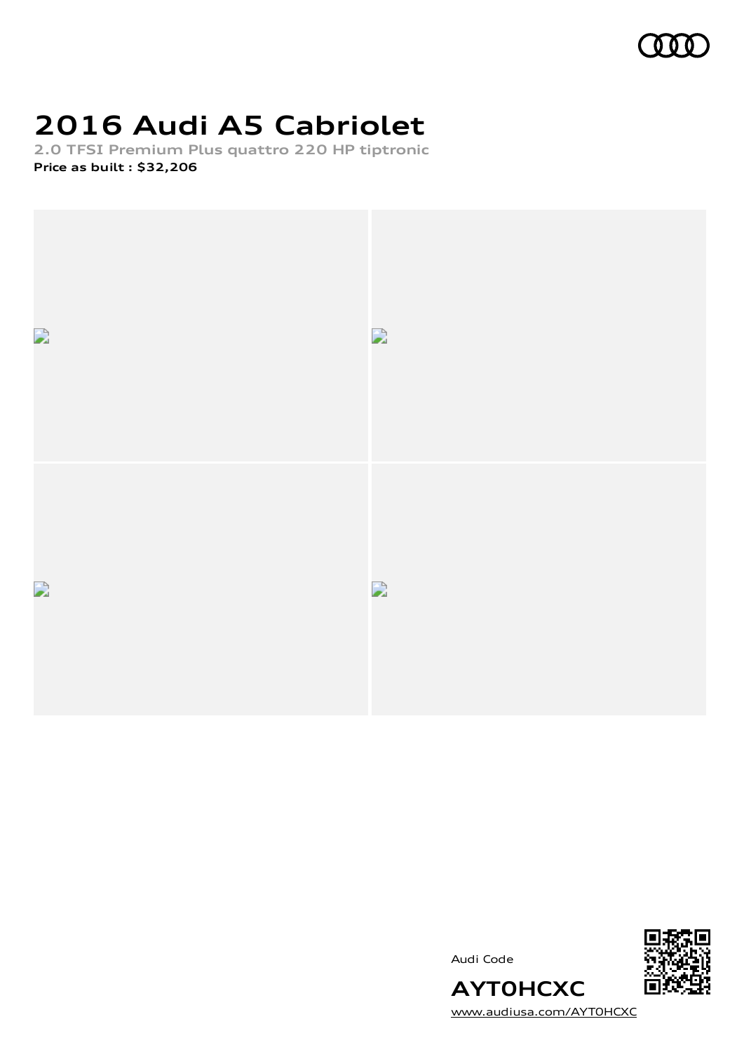# 2016 Audi A5 Cabriolet

**2.0 TFSI Premium Plus quattro 220 HP tiptronic**

**Price as built : $32,206**

Audi Code

**AYT0HCXC**

www.audiusa.com/AYT0HCXC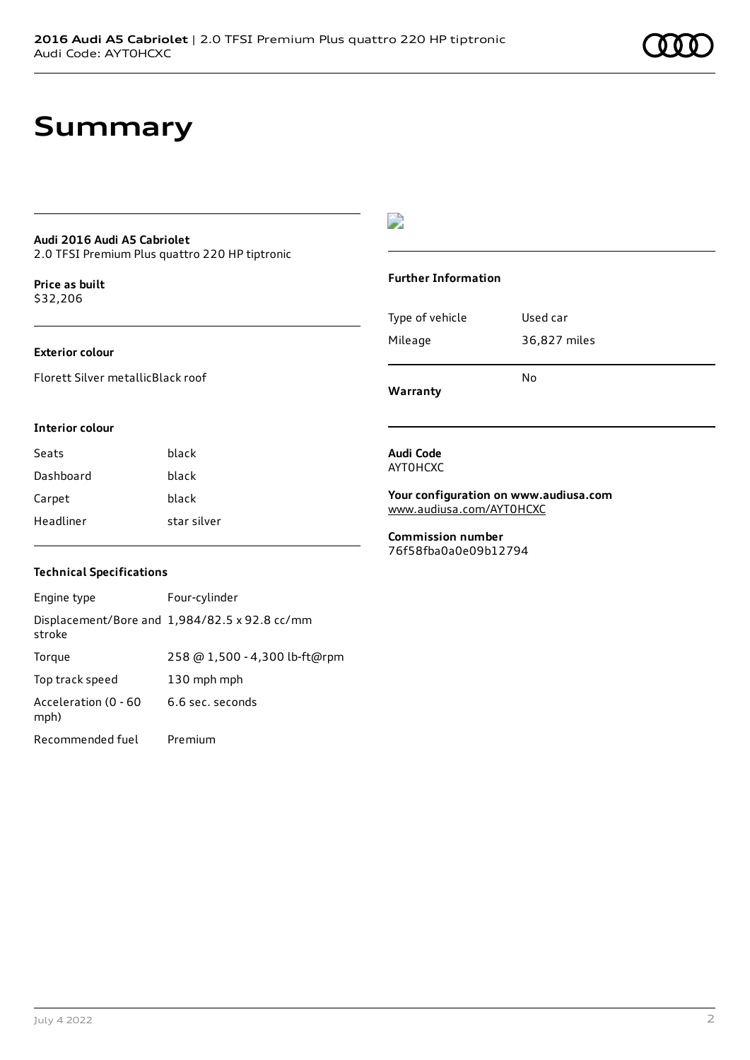# Summary

**Audi 2016 Audi A5 Cabriolet**
2.0 TFSI Premium Plus quattro 220 HP tiptronic

**Price as built**
$32,206

### Exterior colour

Florett Silver metallicBlack roof

### Interior colour

| Seats | black |
| --- | --- |
| Dashboard | black |
| Carpet | black |
| Headliner | star silver |

### Technical Specifications

| Engine type | Four-cylinder |
| --- | --- |
| Displacement/Bore and stroke | 1,984/82.5 x 92.8 cc/mm |
| Torque | 258 @ 1,500 - 4,300 lb-ft@rpm |
| Top track speed | 130 mph mph |
| Acceleration (0 - 60 mph) | 6.6 sec. seconds |
| Recommended fuel | Premium |

### Further Information

| Type of vehicle | Used car |
| --- | --- |
| Mileage | 36,827 miles |
| **Warranty** | No |

**Audi Code**
AYT0HCXC

**Your configuration on www.audiusa.com**
www.audiusa.com/AYT0HCXC

**Commission number**
76f58fba0a0e09b12794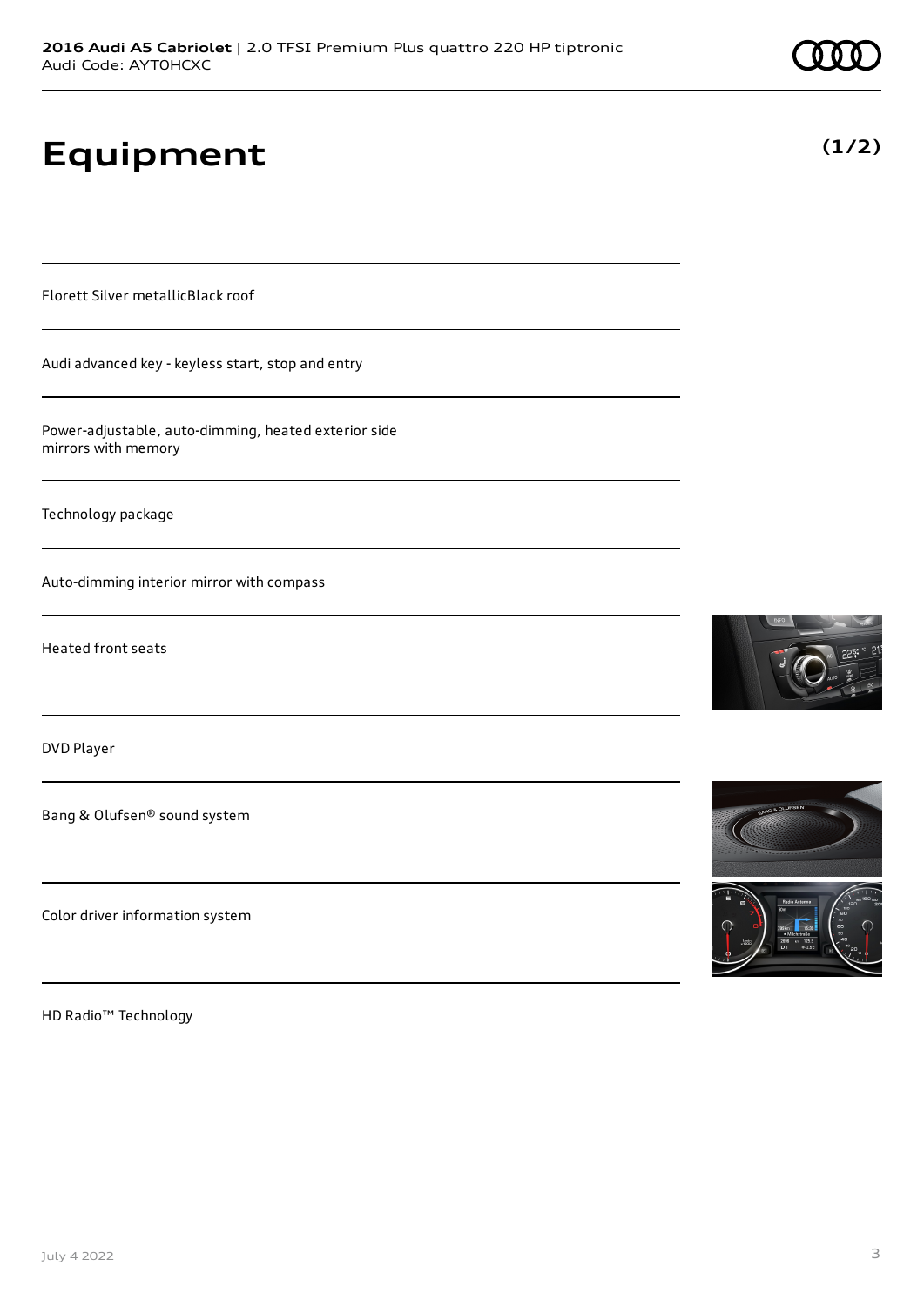# Equipment

**(1/2)**

Florett Silver metallicBlack roof

Audi advanced key - keyless start, stop and entry

Power-adjustable, auto-dimming, heated exterior side mirrors with memory

Technology package

Auto-dimming interior mirror with compass

Heated front seats

DVD Player

Bang & Olufsen® sound system

Color driver information system

HD Radio™ Technology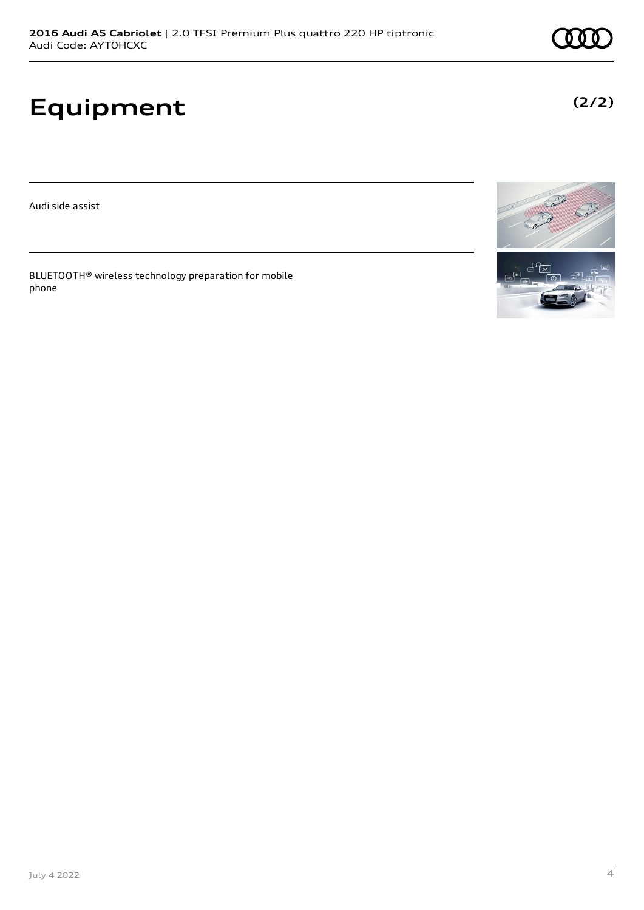# Equipment

**(2/2)**

Audi side assist

BLUETOOTH® wireless technology preparation for mobile phone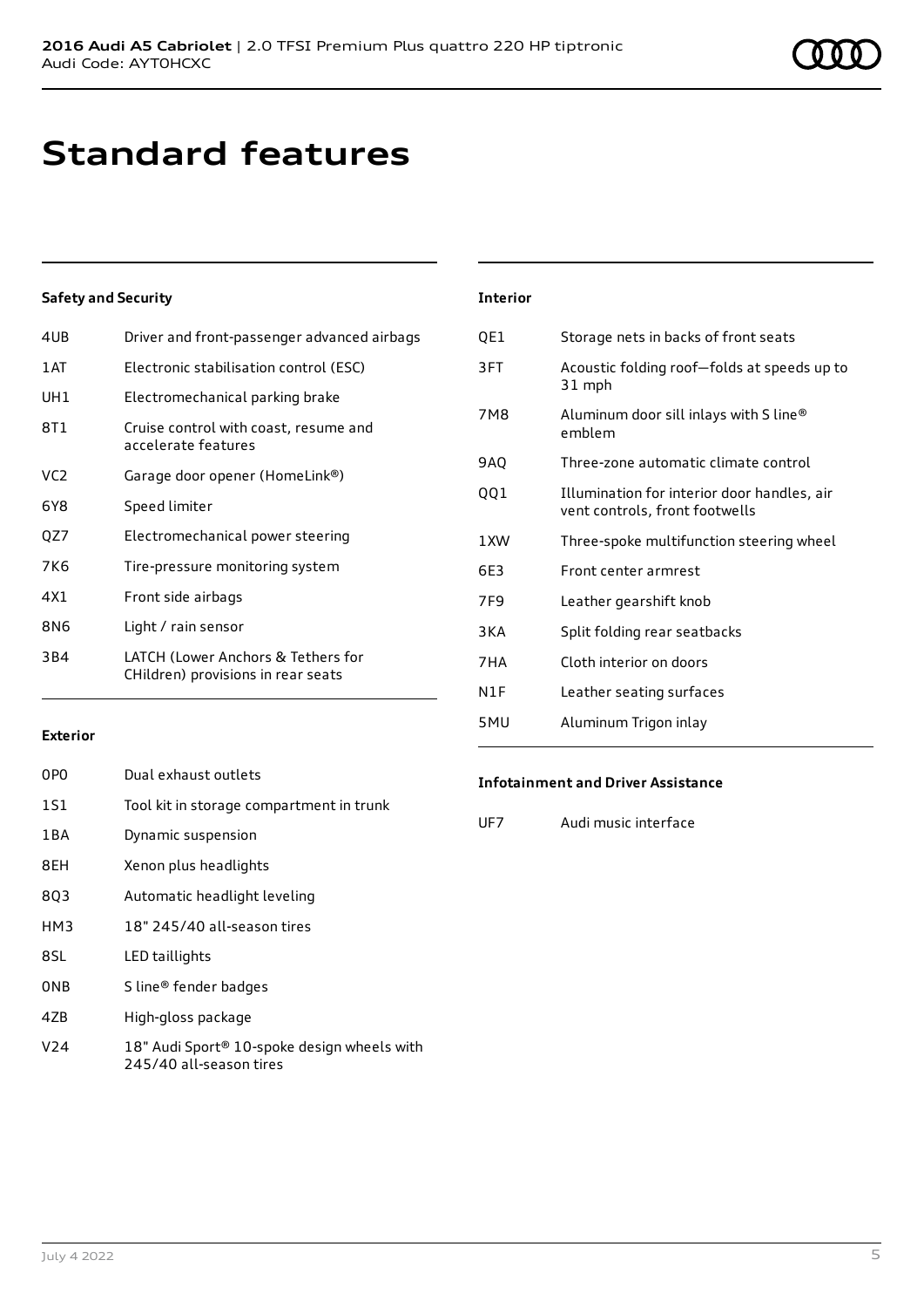# Standard features

### Safety and Security

| | |
|---|---|
| 4UB | Driver and front-passenger advanced airbags |
| 1AT | Electronic stabilisation control (ESC) |
| UH1 | Electromechanical parking brake |
| 8T1 | Cruise control with coast, resume and accelerate features |
| VC2 | Garage door opener (HomeLink®) |
| 6Y8 | Speed limiter |
| QZ7 | Electromechanical power steering |
| 7K6 | Tire-pressure monitoring system |
| 4X1 | Front side airbags |
| 8N6 | Light / rain sensor |
| 3B4 | LATCH (Lower Anchors & Tethers for CHildren) provisions in rear seats |

### Exterior

| | |
|---|---|
| 0P0 | Dual exhaust outlets |
| 1S1 | Tool kit in storage compartment in trunk |
| 1BA | Dynamic suspension |
| 8EH | Xenon plus headlights |
| 8Q3 | Automatic headlight leveling |
| HM3 | 18" 245/40 all-season tires |
| 8SL | LED taillights |
| 0NB | S line® fender badges |
| 4ZB | High-gloss package |
| V24 | 18" Audi Sport® 10-spoke design wheels with 245/40 all-season tires |

### Interior

| | |
|---|---|
| QE1 | Storage nets in backs of front seats |
| 3FT | Acoustic folding roof—folds at speeds up to 31 mph |
| 7M8 | Aluminum door sill inlays with S line® emblem |
| 9AQ | Three-zone automatic climate control |
| QQ1 | Illumination for interior door handles, air vent controls, front footwells |
| 1XW | Three-spoke multifunction steering wheel |
| 6E3 | Front center armrest |
| 7F9 | Leather gearshift knob |
| 3KA | Split folding rear seatbacks |
| 7HA | Cloth interior on doors |
| N1F | Leather seating surfaces |
| 5MU | Aluminum Trigon inlay |

### Infotainment and Driver Assistance

| | |
|---|---|
| UF7 | Audi music interface |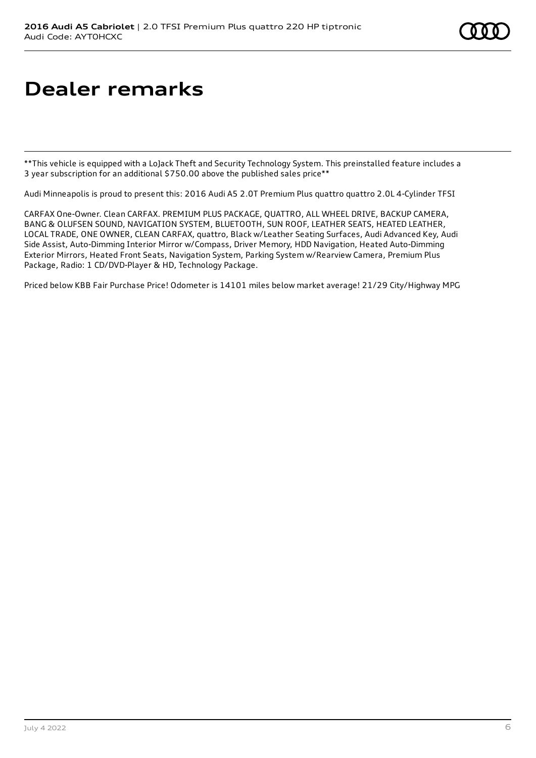# Dealer remarks

**This vehicle is equipped with a LoJack Theft and Security Technology System. This preinstalled feature includes a 3 year subscription for an additional $750.00 above the published sales price**

Audi Minneapolis is proud to present this: 2016 Audi A5 2.0T Premium Plus quattro quattro 2.0L 4-Cylinder TFSI

CARFAX One-Owner. Clean CARFAX. PREMIUM PLUS PACKAGE, QUATTRO, ALL WHEEL DRIVE, BACKUP CAMERA, BANG & OLUFSEN SOUND, NAVIGATION SYSTEM, BLUETOOTH, SUN ROOF, LEATHER SEATS, HEATED LEATHER, LOCAL TRADE, ONE OWNER, CLEAN CARFAX, quattro, Black w/Leather Seating Surfaces, Audi Advanced Key, Audi Side Assist, Auto-Dimming Interior Mirror w/Compass, Driver Memory, HDD Navigation, Heated Auto-Dimming Exterior Mirrors, Heated Front Seats, Navigation System, Parking System w/Rearview Camera, Premium Plus Package, Radio: 1 CD/DVD-Player & HD, Technology Package.

Priced below KBB Fair Purchase Price! Odometer is 14101 miles below market average! 21/29 City/Highway MPG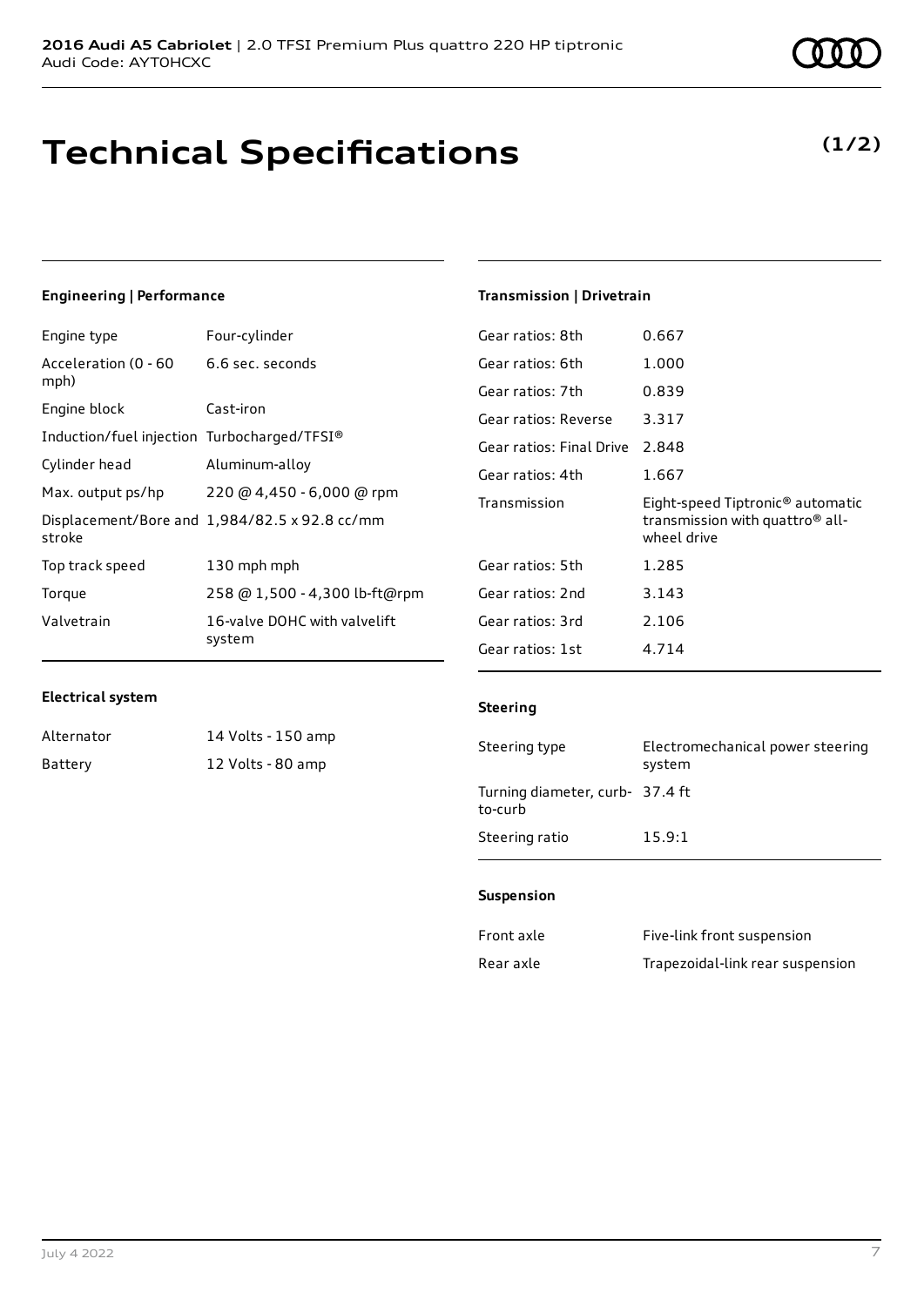# Technical Specifications

**(1/2)**

### Engineering | Performance

| | |
|---|---|
| Engine type | Four-cylinder |
| Acceleration (0 - 60 mph) | 6.6 sec. seconds |
| Engine block | Cast-iron |
| Induction/fuel injection | Turbocharged/TFSI® |
| Cylinder head | Aluminum-alloy |
| Max. output ps/hp | 220 @ 4,450 - 6,000 @ rpm |
| Displacement/Bore and stroke | 1,984/82.5 x 92.8 cc/mm |
| Top track speed | 130 mph mph |
| Torque | 258 @ 1,500 - 4,300 lb-ft@rpm |
| Valvetrain | 16-valve DOHC with valvelift system |

### Electrical system

| | |
|---|---|
| Alternator | 14 Volts - 150 amp |
| Battery | 12 Volts - 80 amp |

### Transmission | Drivetrain

| | |
|---|---|
| Gear ratios: 8th | 0.667 |
| Gear ratios: 6th | 1.000 |
| Gear ratios: 7th | 0.839 |
| Gear ratios: Reverse | 3.317 |
| Gear ratios: Final Drive | 2.848 |
| Gear ratios: 4th | 1.667 |
| Transmission | Eight-speed Tiptronic® automatic transmission with quattro® all-wheel drive |
| Gear ratios: 5th | 1.285 |
| Gear ratios: 2nd | 3.143 |
| Gear ratios: 3rd | 2.106 |
| Gear ratios: 1st | 4.714 |

### Steering

| | |
|---|---|
| Steering type | Electromechanical power steering system |
| Turning diameter, curb-to-curb | 37.4 ft |
| Steering ratio | 15.9:1 |

### Suspension

| | |
|---|---|
| Front axle | Five-link front suspension |
| Rear axle | Trapezoidal-link rear suspension |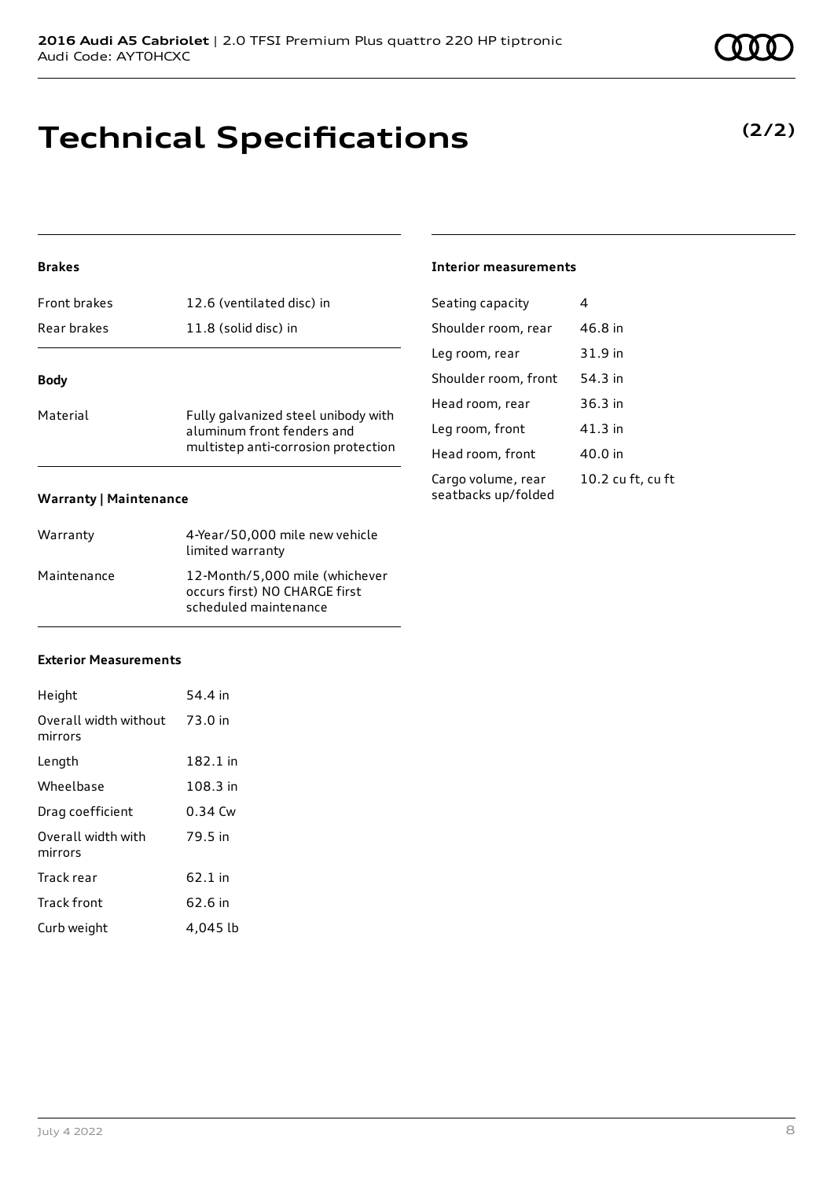# Technical Specifications

**(2/2)**

### Brakes

| | |
|---|---|
| Front brakes | 12.6 (ventilated disc) in |
| Rear brakes | 11.8 (solid disc) in |

### Body

| | |
|---|---|
| Material | Fully galvanized steel unibody with aluminum front fenders and multistep anti-corrosion protection |

### Warranty | Maintenance

| | |
|---|---|
| Warranty | 4-Year/50,000 mile new vehicle limited warranty |
| Maintenance | 12-Month/5,000 mile (whichever occurs first) NO CHARGE first scheduled maintenance |

### Exterior Measurements

| | |
|---|---|
| Height | 54.4 in |
| Overall width without mirrors | 73.0 in |
| Length | 182.1 in |
| Wheelbase | 108.3 in |
| Drag coefficient | 0.34 Cw |
| Overall width with mirrors | 79.5 in |
| Track rear | 62.1 in |
| Track front | 62.6 in |
| Curb weight | 4,045 lb |

### Interior measurements

| | |
|---|---|
| Seating capacity | 4 |
| Shoulder room, rear | 46.8 in |
| Leg room, rear | 31.9 in |
| Shoulder room, front | 54.3 in |
| Head room, rear | 36.3 in |
| Leg room, front | 41.3 in |
| Head room, front | 40.0 in |
| Cargo volume, rear seatbacks up/folded | 10.2 cu ft, cu ft |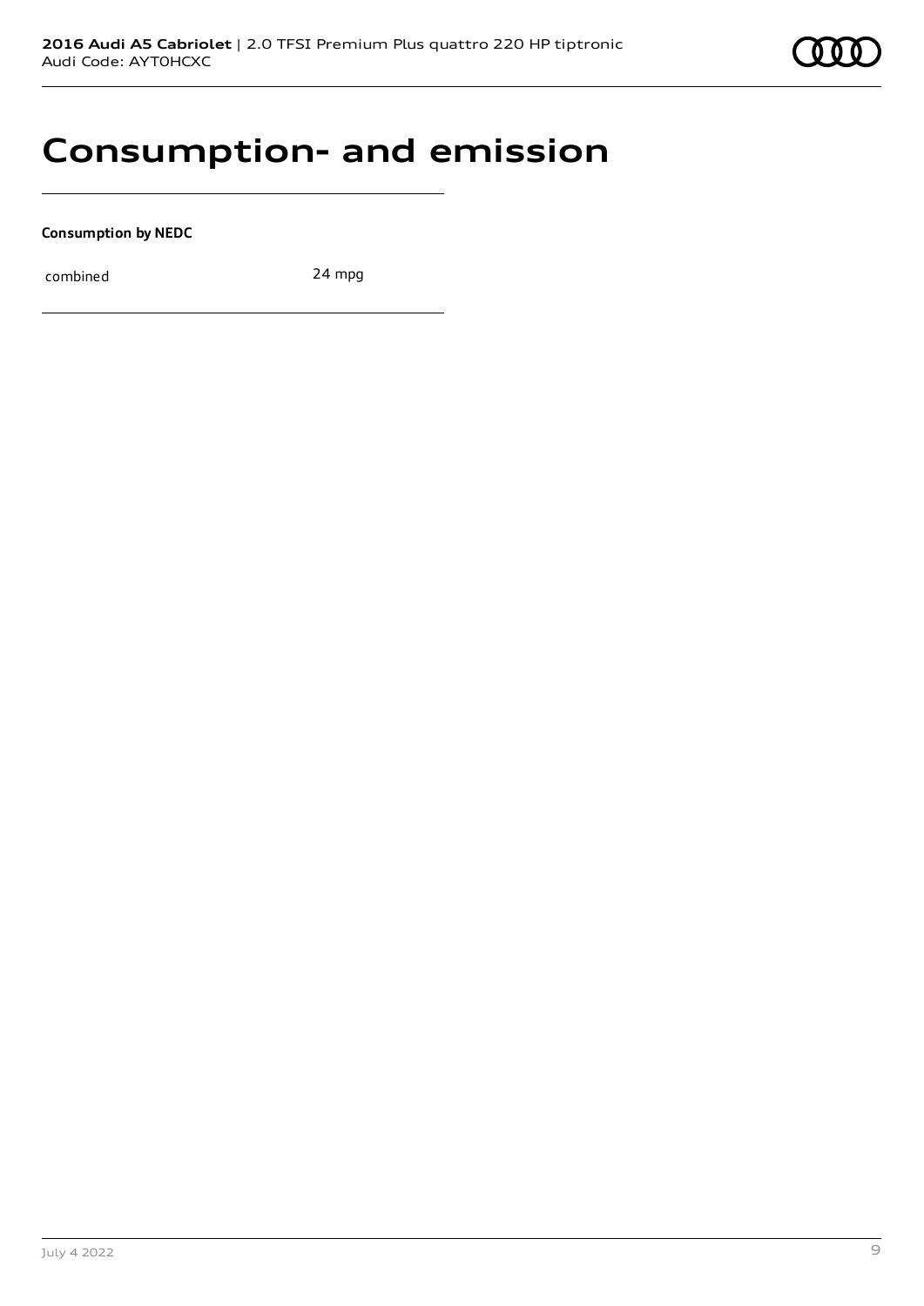# Consumption- and emission

**Consumption by NEDC**

| | |
|---|---|
| combined | 24 mpg |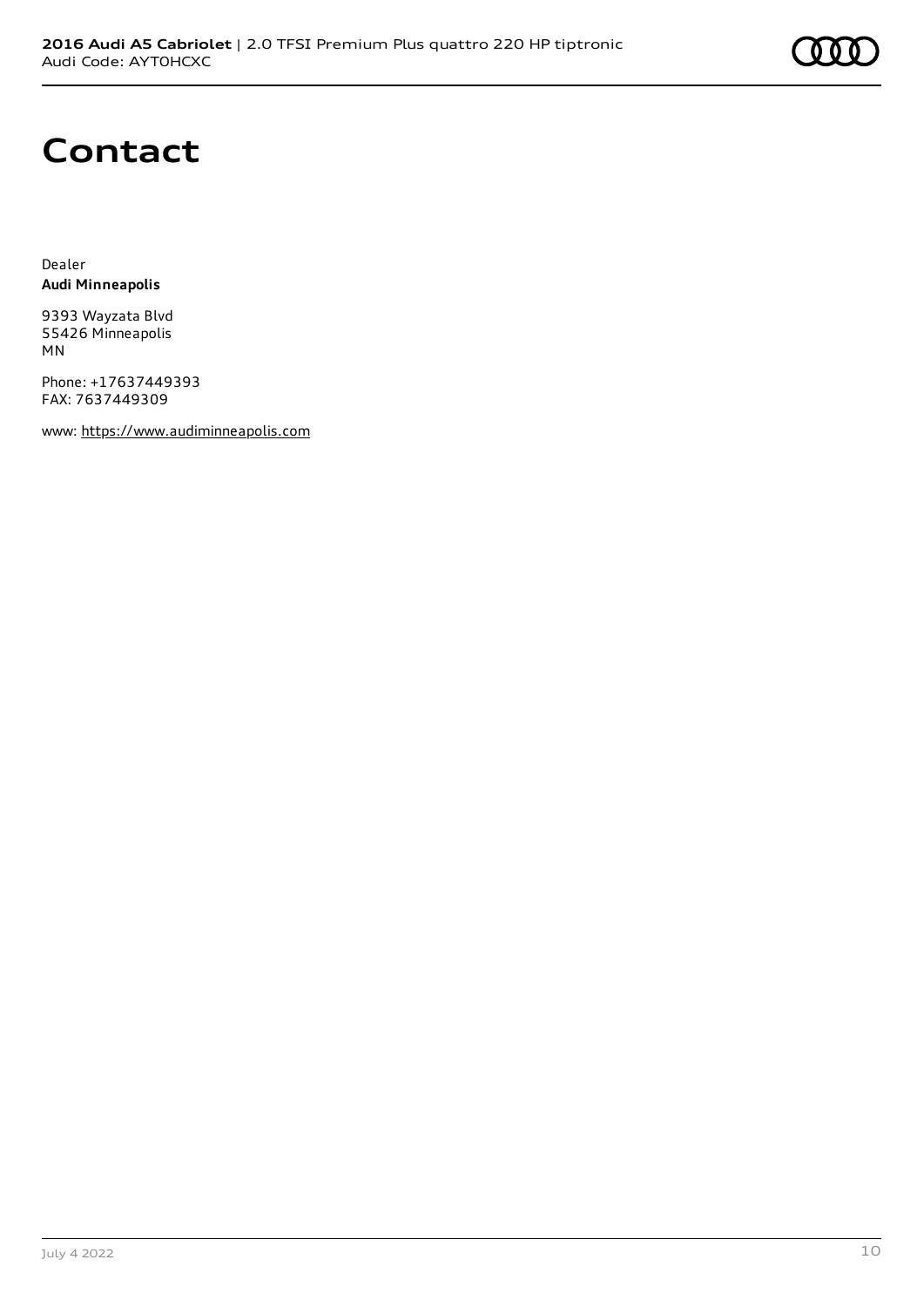# Contact

Dealer
**Audi Minneapolis**

9393 Wayzata Blvd
55426 Minneapolis
MN

Phone: +17637449393
FAX: 7637449309

www: https://www.audiminneapolis.com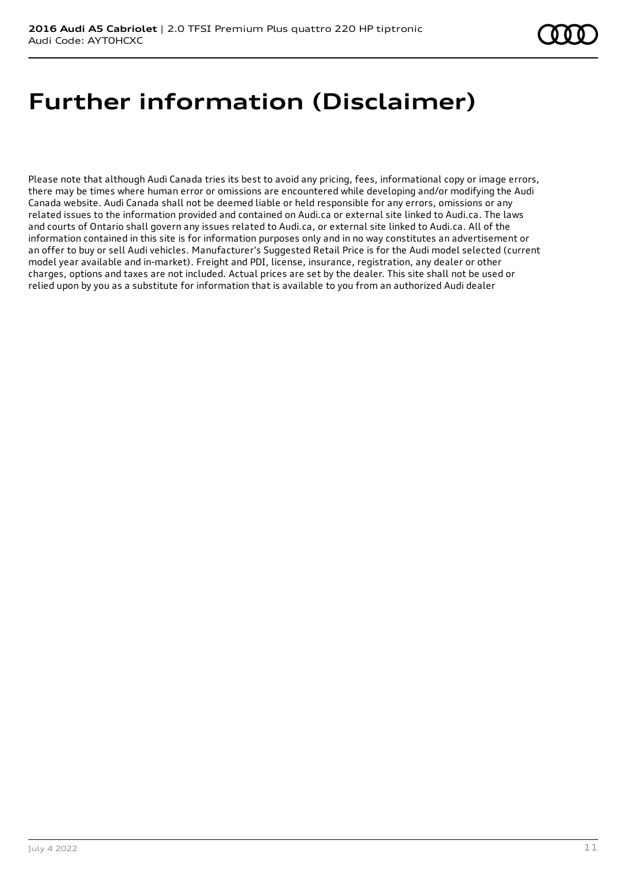# Further information (Disclaimer)

Please note that although Audi Canada tries its best to avoid any pricing, fees, informational copy or image errors, there may be times where human error or omissions are encountered while developing and/or modifying the Audi Canada website. Audi Canada shall not be deemed liable or held responsible for any errors, omissions or any related issues to the information provided and contained on Audi.ca or external site linked to Audi.ca. The laws and courts of Ontario shall govern any issues related to Audi.ca, or external site linked to Audi.ca. All of the information contained in this site is for information purposes only and in no way constitutes an advertisement or an offer to buy or sell Audi vehicles. Manufacturer's Suggested Retail Price is for the Audi model selected (current model year available and in-market). Freight and PDI, license, insurance, registration, any dealer or other charges, options and taxes are not included. Actual prices are set by the dealer. This site shall not be used or relied upon by you as a substitute for information that is available to you from an authorized Audi dealer